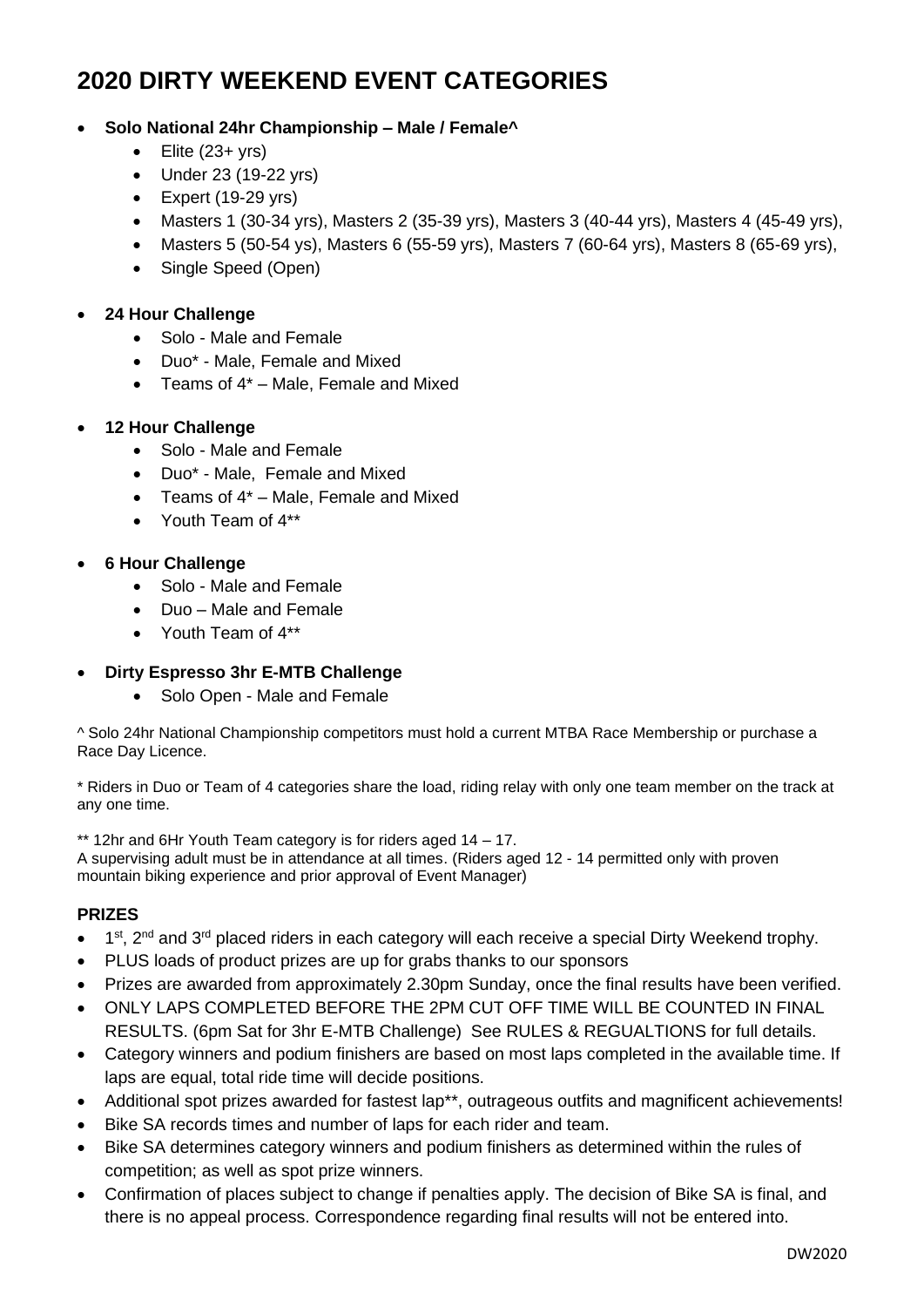# 2020 DIRTY WEEKEND EVENT CATEGORIES

- **Solo National 24hr Championship – Male / Female^**
  - Elite (23+ yrs)
  - Under 23 (19-22 yrs)
  - Expert (19-29 yrs)
  - Masters 1 (30-34 yrs), Masters 2 (35-39 yrs), Masters 3 (40-44 yrs), Masters 4 (45-49 yrs),
  - Masters 5 (50-54 ys), Masters 6 (55-59 yrs), Masters 7 (60-64 yrs), Masters 8 (65-69 yrs),
  - Single Speed (Open)
- **24 Hour Challenge**
  - Solo - Male and Female
  - Duo* - Male, Female and Mixed
  - Teams of 4* – Male, Female and Mixed
- **12 Hour Challenge**
  - Solo - Male and Female
  - Duo* - Male, Female and Mixed
  - Teams of 4* – Male, Female and Mixed
  - Youth Team of 4**
- **6 Hour Challenge**
  - Solo - Male and Female
  - Duo – Male and Female
  - Youth Team of 4**
- **Dirty Espresso 3hr E-MTB Challenge**
  - Solo Open - Male and Female

^ Solo 24hr National Championship competitors must hold a current MTBA Race Membership or purchase a Race Day Licence.

* Riders in Duo or Team of 4 categories share the load, riding relay with only one team member on the track at any one time.

** 12hr and 6Hr Youth Team category is for riders aged 14 – 17.
A supervising adult must be in attendance at all times. (Riders aged 12 - 14 permitted only with proven mountain biking experience and prior approval of Event Manager)

### PRIZES

- 1st, 2nd and 3rd placed riders in each category will each receive a special Dirty Weekend trophy.
- PLUS loads of product prizes are up for grabs thanks to our sponsors
- Prizes are awarded from approximately 2.30pm Sunday, once the final results have been verified.
- ONLY LAPS COMPLETED BEFORE THE 2PM CUT OFF TIME WILL BE COUNTED IN FINAL RESULTS. (6pm Sat for 3hr E-MTB Challenge) See RULES & REGUALTIONS for full details.
- Category winners and podium finishers are based on most laps completed in the available time. If laps are equal, total ride time will decide positions.
- Additional spot prizes awarded for fastest lap**, outrageous outfits and magnificent achievements!
- Bike SA records times and number of laps for each rider and team.
- Bike SA determines category winners and podium finishers as determined within the rules of competition; as well as spot prize winners.
- Confirmation of places subject to change if penalties apply. The decision of Bike SA is final, and there is no appeal process. Correspondence regarding final results will not be entered into.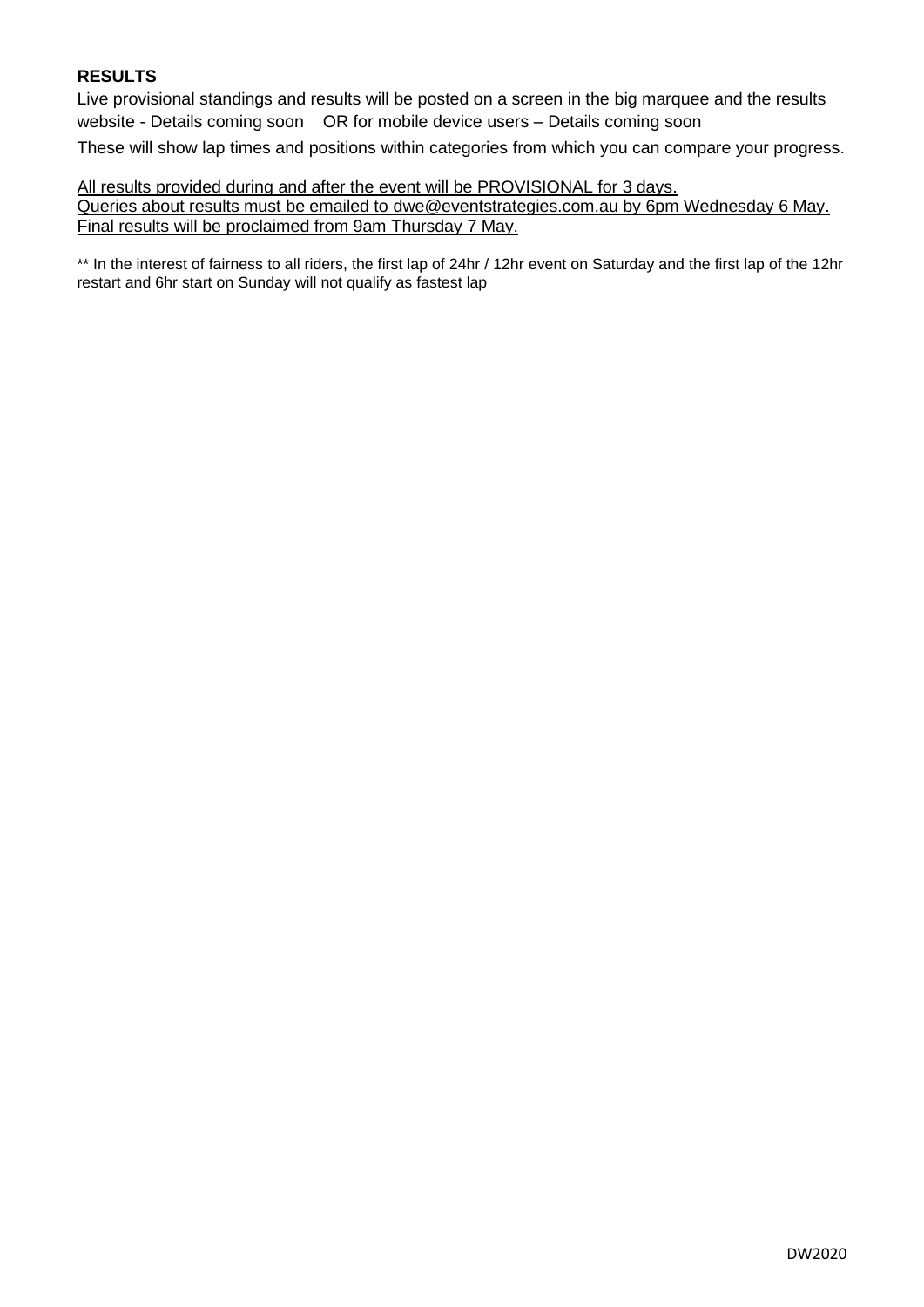**RESULTS**

Live provisional standings and results will be posted on a screen in the big marquee and the results website - Details coming soon OR for mobile device users – Details coming soon

These will show lap times and positions within categories from which you can compare your progress.

<u>All results provided during and after the event will be PROVISIONAL for 3 days.</u>
<u>Queries about results must be emailed to dwe@eventstrategies.com.au by 6pm Wednesday 6 May.</u>
<u>Final results will be proclaimed from 9am Thursday 7 May.</u>

** In the interest of fairness to all riders, the first lap of 24hr / 12hr event on Saturday and the first lap of the 12hr restart and 6hr start on Sunday will not qualify as fastest lap